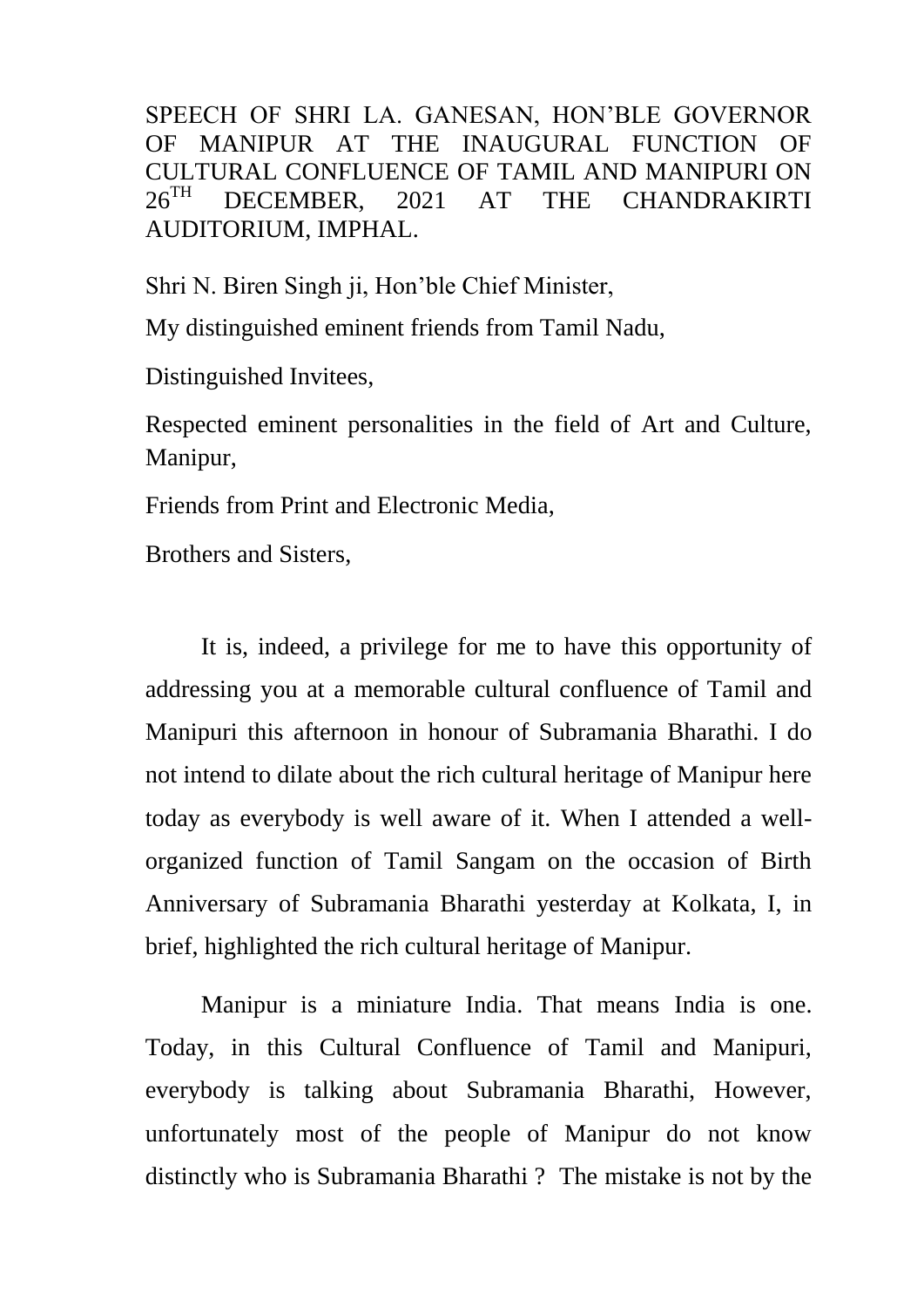SPEECH OF SHRI LA. GANESAN, HON'BLE GOVERNOR OF MANIPUR AT THE INAUGURAL FUNCTION OF CULTURAL CONFLUENCE OF TAMIL AND MANIPURI ON 26TH DECEMBER, 2021 AT THE CHANDRAKIRTI AUDITORIUM, IMPHAL.

Shri N. Biren Singh ji, Hon'ble Chief Minister,

My distinguished eminent friends from Tamil Nadu,

Distinguished Invitees,

Respected eminent personalities in the field of Art and Culture, Manipur,

Friends from Print and Electronic Media,

Brothers and Sisters,

It is, indeed, a privilege for me to have this opportunity of addressing you at a memorable cultural confluence of Tamil and Manipuri this afternoon in honour of Subramania Bharathi. I do not intend to dilate about the rich cultural heritage of Manipur here today as everybody is well aware of it. When I attended a well-organized function of Tamil Sangam on the occasion of Birth Anniversary of Subramania Bharathi yesterday at Kolkata, I, in brief, highlighted the rich cultural heritage of Manipur.

Manipur is a miniature India. That means India is one. Today, in this Cultural Confluence of Tamil and Manipuri, everybody is talking about Subramania Bharathi, However, unfortunately most of the people of Manipur do not know distinctly who is Subramania Bharathi ? The mistake is not by the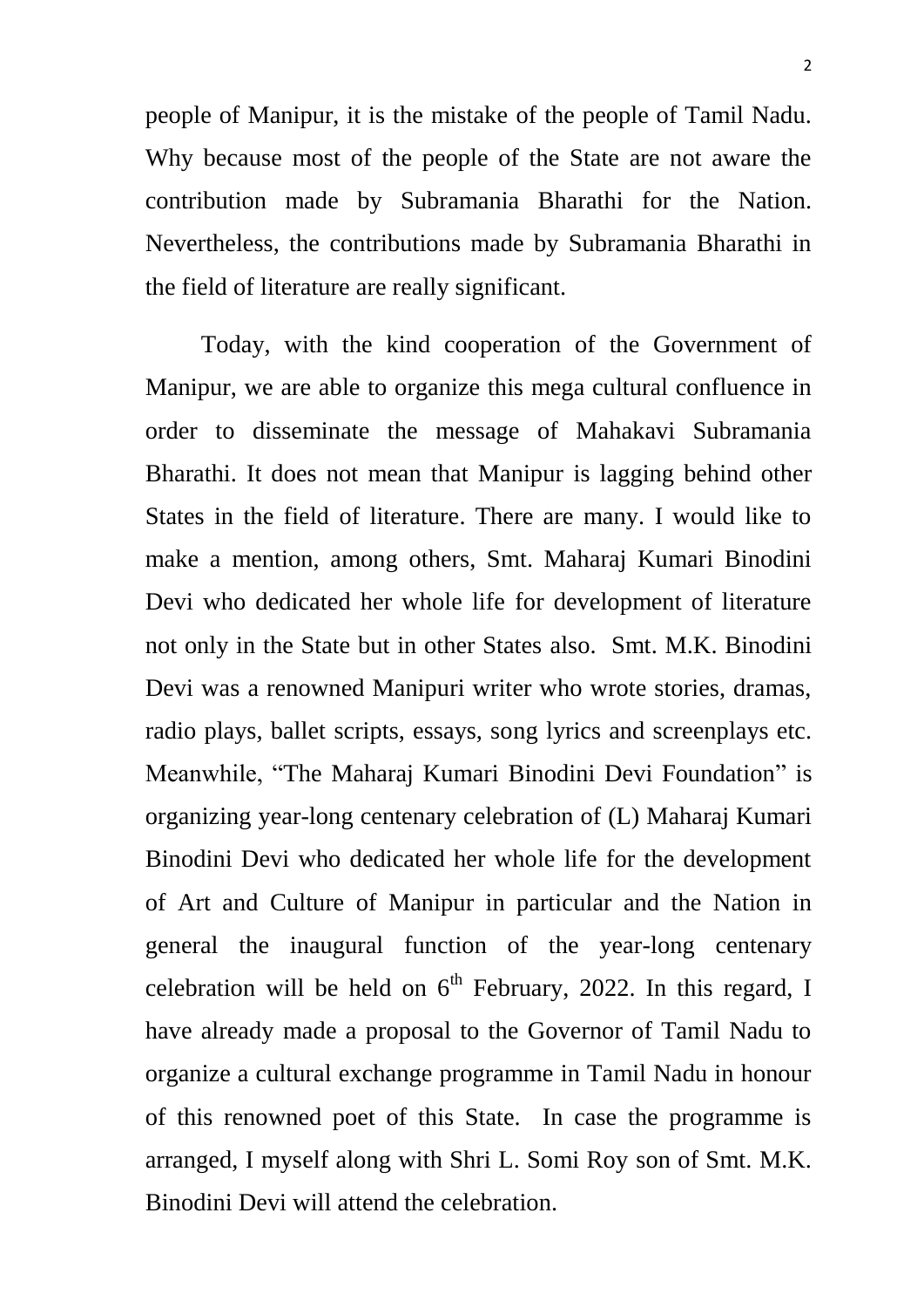people of Manipur, it is the mistake of the people of Tamil Nadu. Why because most of the people of the State are not aware the contribution made by Subramania Bharathi for the Nation. Nevertheless, the contributions made by Subramania Bharathi in the field of literature are really significant.

Today, with the kind cooperation of the Government of Manipur, we are able to organize this mega cultural confluence in order to disseminate the message of Mahakavi Subramania Bharathi. It does not mean that Manipur is lagging behind other States in the field of literature. There are many. I would like to make a mention, among others, Smt. Maharaj Kumari Binodini Devi who dedicated her whole life for development of literature not only in the State but in other States also. Smt. M.K. Binodini Devi was a renowned Manipuri writer who wrote stories, dramas, radio plays, ballet scripts, essays, song lyrics and screenplays etc. Meanwhile, "The Maharaj Kumari Binodini Devi Foundation" is organizing year-long centenary celebration of (L) Maharaj Kumari Binodini Devi who dedicated her whole life for the development of Art and Culture of Manipur in particular and the Nation in general the inaugural function of the year-long centenary celebration will be held on 6th February, 2022. In this regard, I have already made a proposal to the Governor of Tamil Nadu to organize a cultural exchange programme in Tamil Nadu in honour of this renowned poet of this State. In case the programme is arranged, I myself along with Shri L. Somi Roy son of Smt. M.K. Binodini Devi will attend the celebration.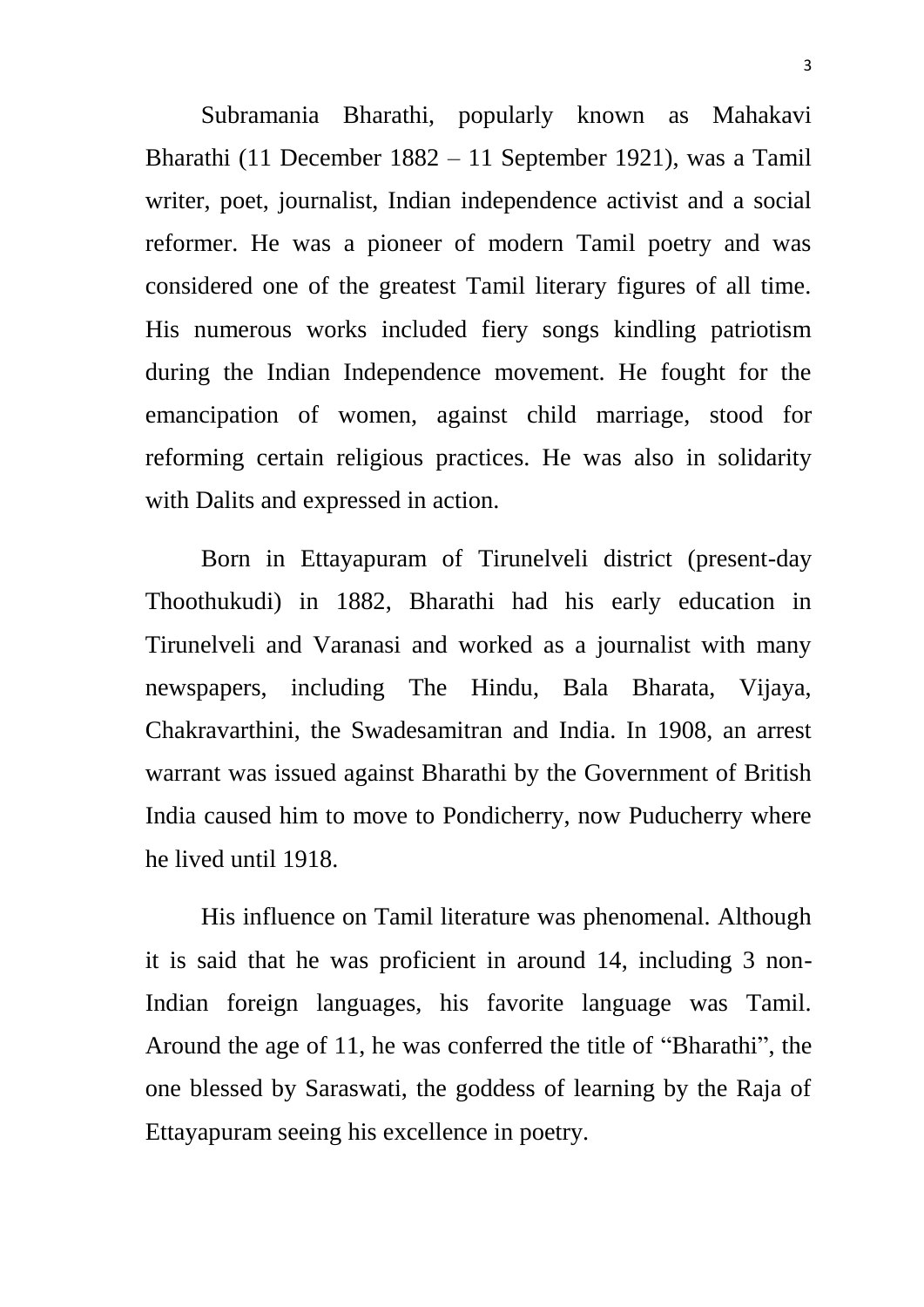Subramania Bharathi, popularly known as Mahakavi Bharathi (11 December 1882 – 11 September 1921), was a Tamil writer, poet, journalist, Indian independence activist and a social reformer. He was a pioneer of modern Tamil poetry and was considered one of the greatest Tamil literary figures of all time. His numerous works included fiery songs kindling patriotism during the Indian Independence movement. He fought for the emancipation of women, against child marriage, stood for reforming certain religious practices. He was also in solidarity with Dalits and expressed in action.

Born in Ettayapuram of Tirunelveli district (present-day Thoothukudi) in 1882, Bharathi had his early education in Tirunelveli and Varanasi and worked as a journalist with many newspapers, including The Hindu, Bala Bharata, Vijaya, Chakravarthini, the Swadesamitran and India. In 1908, an arrest warrant was issued against Bharathi by the Government of British India caused him to move to Pondicherry, now Puducherry where he lived until 1918.

His influence on Tamil literature was phenomenal. Although it is said that he was proficient in around 14, including 3 non-Indian foreign languages, his favorite language was Tamil. Around the age of 11, he was conferred the title of "Bharathi", the one blessed by Saraswati, the goddess of learning by the Raja of Ettayapuram seeing his excellence in poetry.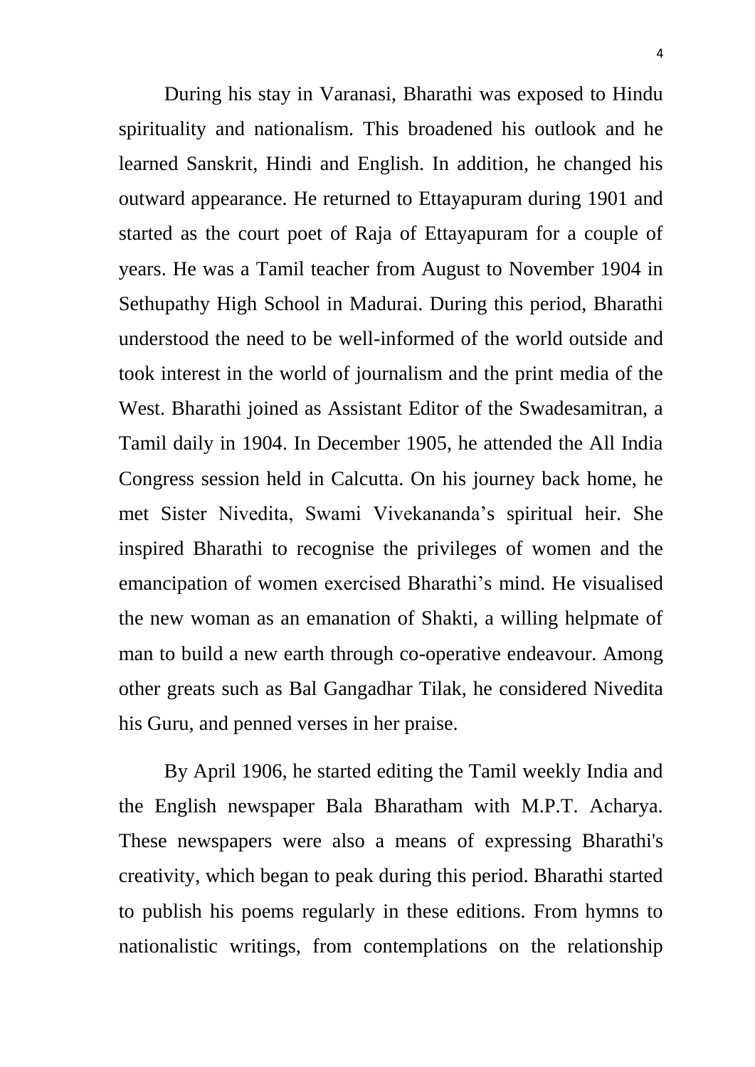During his stay in Varanasi, Bharathi was exposed to Hindu spirituality and nationalism. This broadened his outlook and he learned Sanskrit, Hindi and English. In addition, he changed his outward appearance. He returned to Ettayapuram during 1901 and started as the court poet of Raja of Ettayapuram for a couple of years. He was a Tamil teacher from August to November 1904 in Sethupathy High School in Madurai. During this period, Bharathi understood the need to be well-informed of the world outside and took interest in the world of journalism and the print media of the West. Bharathi joined as Assistant Editor of the Swadesamitran, a Tamil daily in 1904. In December 1905, he attended the All India Congress session held in Calcutta. On his journey back home, he met Sister Nivedita, Swami Vivekananda's spiritual heir. She inspired Bharathi to recognise the privileges of women and the emancipation of women exercised Bharathi's mind. He visualised the new woman as an emanation of Shakti, a willing helpmate of man to build a new earth through co-operative endeavour. Among other greats such as Bal Gangadhar Tilak, he considered Nivedita his Guru, and penned verses in her praise.

By April 1906, he started editing the Tamil weekly India and the English newspaper Bala Bharatham with M.P.T. Acharya. These newspapers were also a means of expressing Bharathi's creativity, which began to peak during this period. Bharathi started to publish his poems regularly in these editions. From hymns to nationalistic writings, from contemplations on the relationship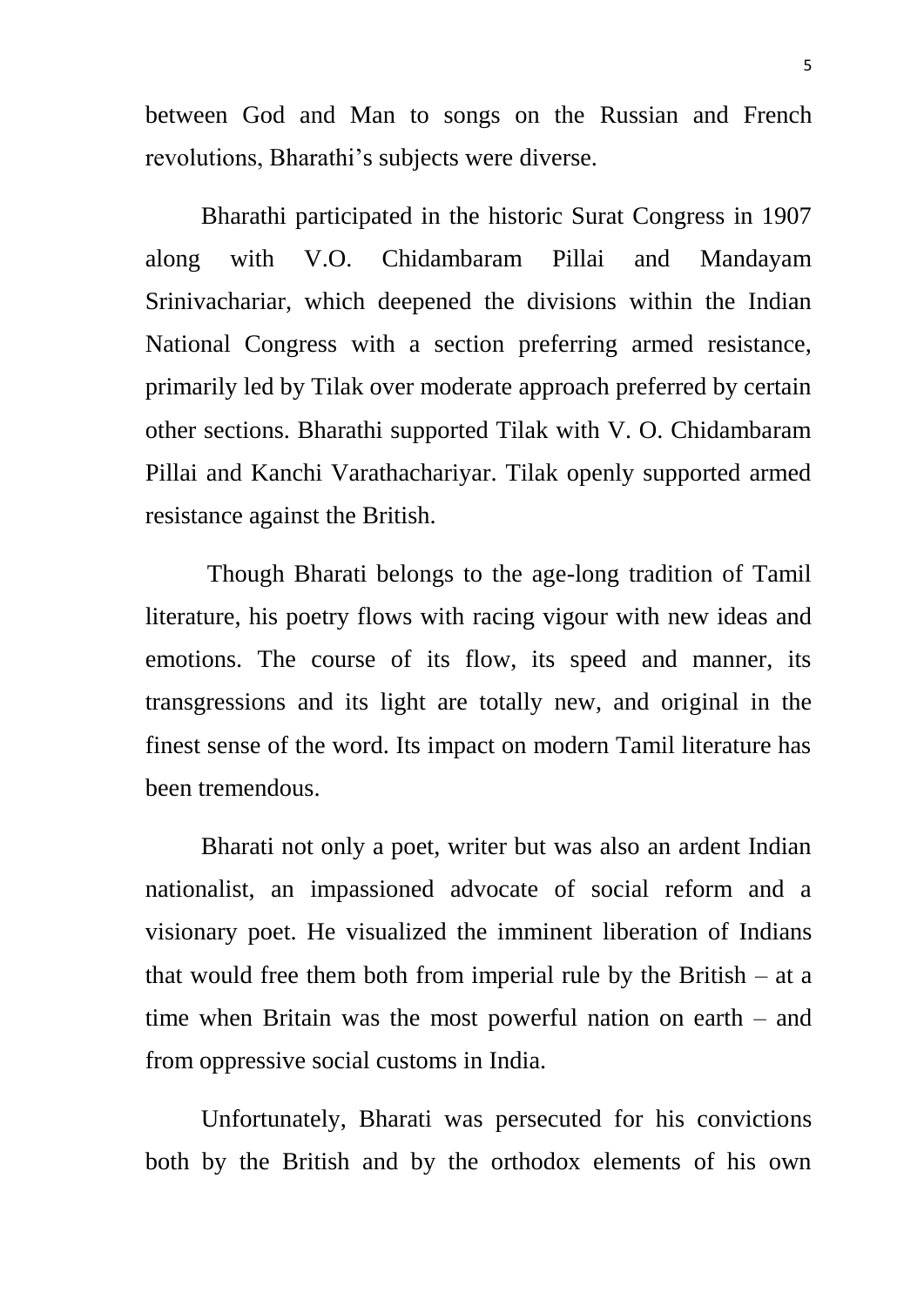between God and Man to songs on the Russian and French revolutions, Bharathi's subjects were diverse.

Bharathi participated in the historic Surat Congress in 1907 along with V.O. Chidambaram Pillai and Mandayam Srinivachariar, which deepened the divisions within the Indian National Congress with a section preferring armed resistance, primarily led by Tilak over moderate approach preferred by certain other sections. Bharathi supported Tilak with V. O. Chidambaram Pillai and Kanchi Varathachariyar. Tilak openly supported armed resistance against the British.

Though Bharati belongs to the age-long tradition of Tamil literature, his poetry flows with racing vigour with new ideas and emotions. The course of its flow, its speed and manner, its transgressions and its light are totally new, and original in the finest sense of the word. Its impact on modern Tamil literature has been tremendous.

Bharati not only a poet, writer but was also an ardent Indian nationalist, an impassioned advocate of social reform and a visionary poet. He visualized the imminent liberation of Indians that would free them both from imperial rule by the British – at a time when Britain was the most powerful nation on earth – and from oppressive social customs in India.

Unfortunately, Bharati was persecuted for his convictions both by the British and by the orthodox elements of his own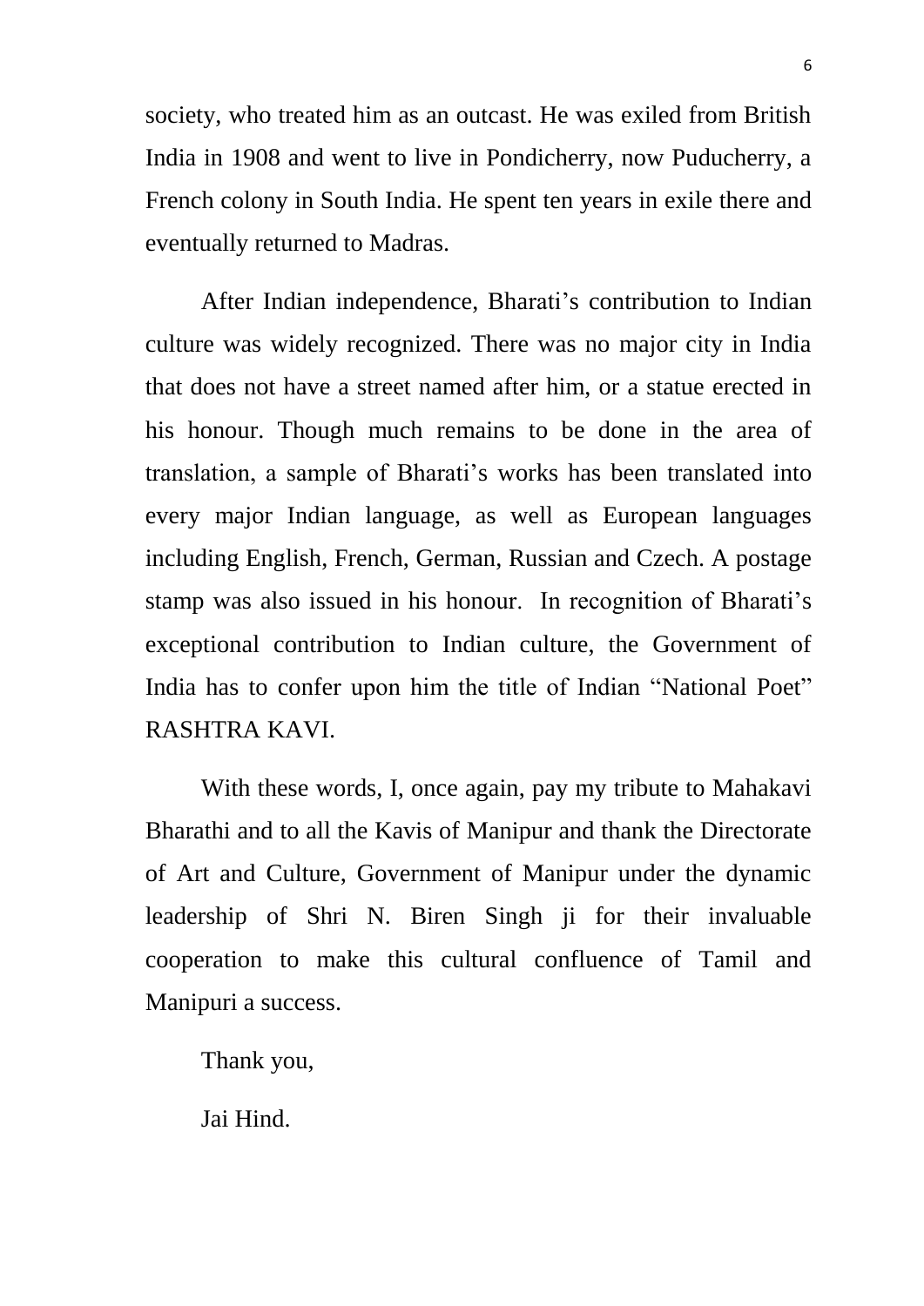society, who treated him as an outcast. He was exiled from British India in 1908 and went to live in Pondicherry, now Puducherry, a French colony in South India. He spent ten years in exile there and eventually returned to Madras.

After Indian independence, Bharati's contribution to Indian culture was widely recognized. There was no major city in India that does not have a street named after him, or a statue erected in his honour. Though much remains to be done in the area of translation, a sample of Bharati's works has been translated into every major Indian language, as well as European languages including English, French, German, Russian and Czech. A postage stamp was also issued in his honour. In recognition of Bharati's exceptional contribution to Indian culture, the Government of India has to confer upon him the title of Indian "National Poet" RASHTRA KAVI.

With these words, I, once again, pay my tribute to Mahakavi Bharathi and to all the Kavis of Manipur and thank the Directorate of Art and Culture, Government of Manipur under the dynamic leadership of Shri N. Biren Singh ji for their invaluable cooperation to make this cultural confluence of Tamil and Manipuri a success.

Thank you,

Jai Hind.